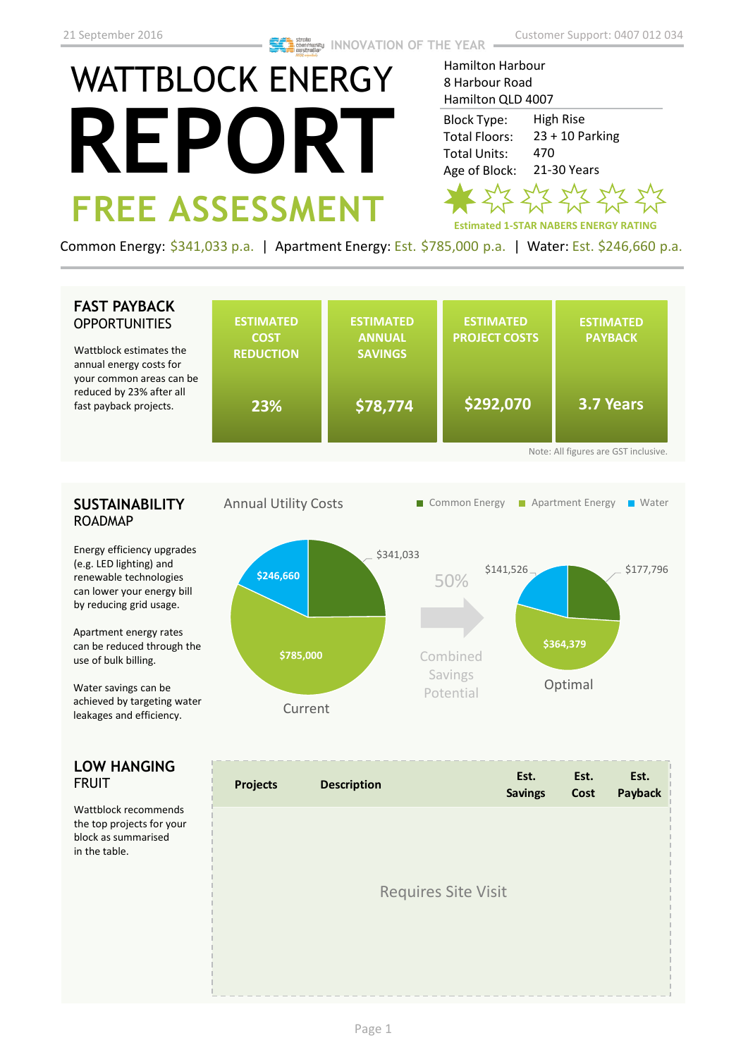21 September 2016 | INNOVATION OF THE YEAR | Customer Support: 0407 012 034

# WATTBLOCK ENERGY REPORT

## FREE ASSESSMENT

Hamilton Harbour
8 Harbour Road
Hamilton QLD 4007

| | |
|---|---|
| Block Type: | High Rise |
| Total Floors: | 23 + 10 Parking |
| Total Units: | 470 |
| Age of Block: | 21-30 Years |

Estimated 1-STAR NABERS ENERGY RATING

Common Energy: $341,033 p.a. | Apartment Energy: Est. $785,000 p.a. | Water: Est. $246,660 p.a.

## FAST PAYBACK OPPORTUNITIES

Wattblock estimates the annual energy costs for your common areas can be reduced by 23% after all fast payback projects.

| ESTIMATED COST REDUCTION | ESTIMATED ANNUAL SAVINGS | ESTIMATED PROJECT COSTS | ESTIMATED PAYBACK |
|---|---|---|---|
| 23% | $78,774 | $292,070 | 3.7 Years |

Note: All figures are GST inclusive.

## SUSTAINABILITY ROADMAP

Energy efficiency upgrades (e.g. LED lighting) and renewable technologies can lower your energy bill by reducing grid usage.

Apartment energy rates can be reduced through the use of bulk billing.

Water savings can be achieved by targeting water leakages and efficiency.

Annual Utility Costs

| | Current | Optimal |
|---|---|---|
| Common Energy | $341,033 | $177,796 |
| Apartment Energy | $785,000 | $364,379 |
| Water | $246,660 | $141,526 |

50% Combined Savings Potential

## LOW HANGING FRUIT

Wattblock recommends the top projects for your block as summarised in the table.

| Projects | Description | Est. Savings | Est. Cost | Est. Payback |
|---|---|---|---|---|
| Requires Site Visit | | | | |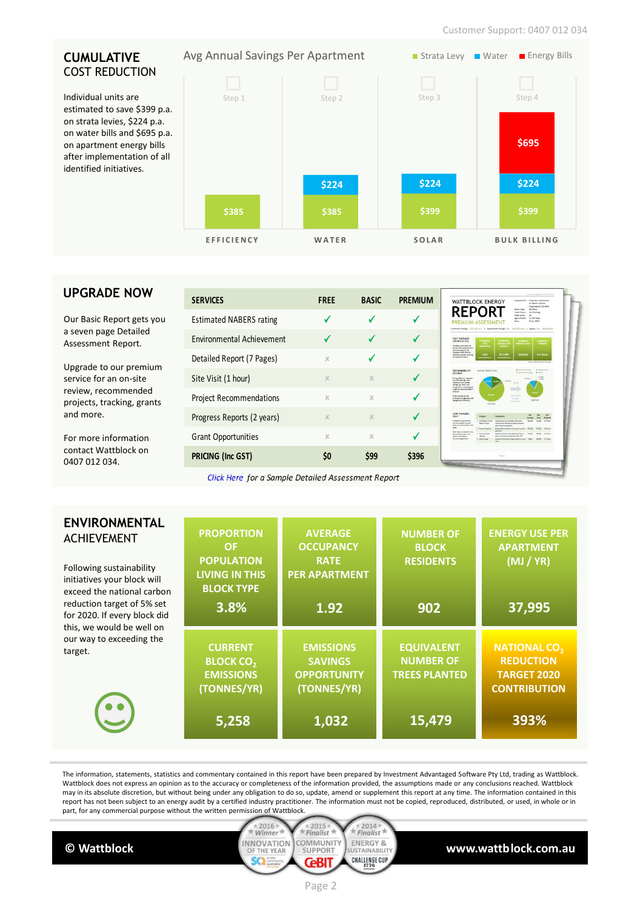## CUMULATIVE COST REDUCTION

Individual units are estimated to save $399 p.a. on strata levies, $224 p.a. on water bills and $695 p.a. on apartment energy bills after implementation of all identified initiatives.

Avg Annual Savings Per Apartment

Strata Levy | Water | Energy Bills

Step 1 — EFFICIENCY: $385

Step 2 — WATER: $385, $224

Step 3 — SOLAR: $399, $224

Step 4 — BULK BILLING: $399, $224, $695

## UPGRADE NOW

Our Basic Report gets you a seven page Detailed Assessment Report.

Upgrade to our premium service for an on-site review, recommended projects, tracking, grants and more.

For more information contact Wattblock on 0407 012 034.

| SERVICES | FREE | BASIC | PREMIUM |
|---|---|---|---|
| Estimated NABERS rating | ✓ | ✓ | ✓ |
| Environmental Achievement | ✓ | ✓ | ✓ |
| Detailed Report (7 Pages) | × | ✓ | ✓ |
| Site Visit (1 hour) | × | × | ✓ |
| Project Recommendations | × | × | ✓ |
| Progress Reports (2 years) | × | × | ✓ |
| Grant Opportunities | × | × | ✓ |
| PRICING (Inc GST) | $0 | $99 | $396 |

*Click Here for a Sample Detailed Assessment Report*

## ENVIRONMENTAL ACHIEVEMENT

Following sustainability initiatives your block will exceed the national carbon reduction target of 5% set for 2020. If every block did this, we would be well on our way to exceeding the target.

| | | | |
|---|---|---|---|
| PROPORTION OF POPULATION LIVING IN THIS BLOCK TYPE<br>3.8% | AVERAGE OCCUPANCY RATE PER APARTMENT<br>1.92 | NUMBER OF BLOCK RESIDENTS<br>902 | ENERGY USE PER APARTMENT (MJ / YR)<br>37,995 |
| CURRENT BLOCK $CO_2$ EMISSIONS (TONNES/YR)<br>5,258 | EMISSIONS SAVINGS OPPORTUNITY (TONNES/YR)<br>1,032 | EQUIVALENT NUMBER OF TREES PLANTED<br>15,479 | NATIONAL $CO_2$ REDUCTION TARGET 2020 CONTRIBUTION<br>393% |

The information, statements, statistics and commentary contained in this report have been prepared by Investment Advantaged Software Pty Ltd, trading as Wattblock. Wattblock does not express an opinion as to the accuracy or completeness of the information provided, the assumptions made or any conclusions reached. Wattblock may in its absolute discretion, but without being under any obligation to do so, update, amend or supplement this report at any time. The information contained in this report has not been subject to an energy audit by a certified industry practitioner. The information must not be copied, reproduced, distributed, or used, in whole or in part, for any commercial purpose without the written permission of Wattblock.

© Wattblock

2016 Winner INNOVATION OF THE YEAR | 2015 Finalist COMMUNITY SUPPORT CeBIT | 2014 Finalist ENERGY & SUSTAINABILITY CHALLENGE CUP

www.wattblock.com.au